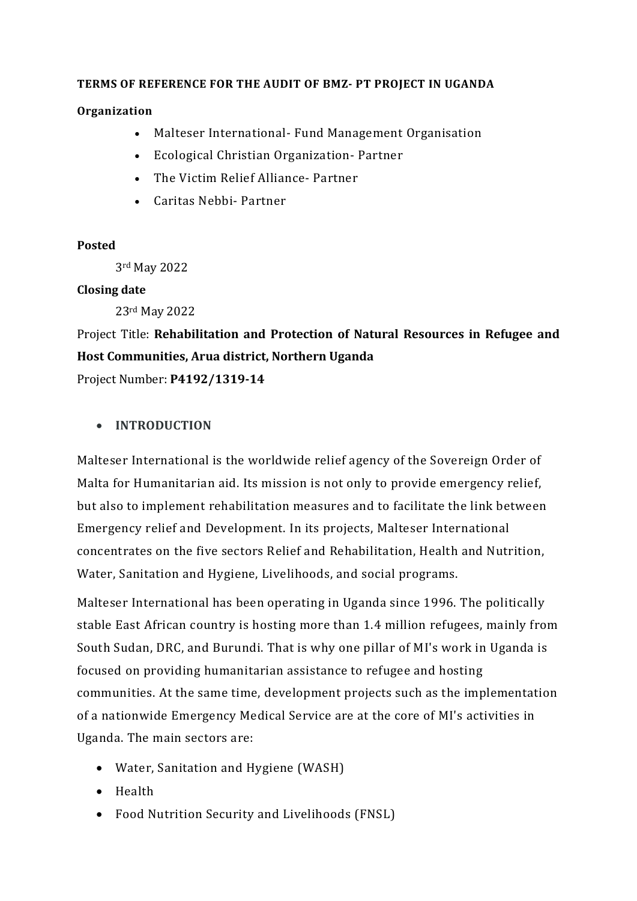# TERMS OF REFERENCE FOR THE AUDIT OF BMZ- PT PROJECT IN UGANDA

**Organization**

- Malteser International- Fund Management Organisation
- Ecological Christian Organization- Partner
- The Victim Relief Alliance- Partner
- Caritas Nebbi- Partner

**Posted**

3rd May 2022

**Closing date**

23rd May 2022

Project Title: **Rehabilitation and Protection of Natural Resources in Refugee and Host Communities, Arua district, Northern Uganda**

Project Number: **P4192/1319-14**

- **INTRODUCTION**

Malteser International is the worldwide relief agency of the Sovereign Order of Malta for Humanitarian aid. Its mission is not only to provide emergency relief, but also to implement rehabilitation measures and to facilitate the link between Emergency relief and Development. In its projects, Malteser International concentrates on the five sectors Relief and Rehabilitation, Health and Nutrition, Water, Sanitation and Hygiene, Livelihoods, and social programs.

Malteser International has been operating in Uganda since 1996. The politically stable East African country is hosting more than 1.4 million refugees, mainly from South Sudan, DRC, and Burundi. That is why one pillar of MI's work in Uganda is focused on providing humanitarian assistance to refugee and hosting communities. At the same time, development projects such as the implementation of a nationwide Emergency Medical Service are at the core of MI's activities in Uganda. The main sectors are:

- Water, Sanitation and Hygiene (WASH)
- Health
- Food Nutrition Security and Livelihoods (FNSL)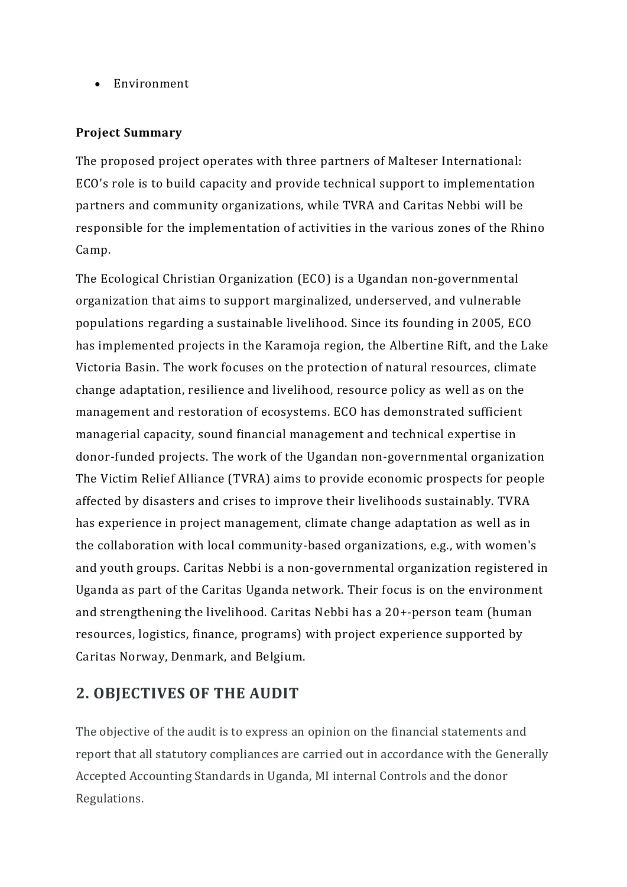- Environment

**Project Summary**

The proposed project operates with three partners of Malteser International: ECO's role is to build capacity and provide technical support to implementation partners and community organizations, while TVRA and Caritas Nebbi will be responsible for the implementation of activities in the various zones of the Rhino Camp.

The Ecological Christian Organization (ECO) is a Ugandan non-governmental organization that aims to support marginalized, underserved, and vulnerable populations regarding a sustainable livelihood. Since its founding in 2005, ECO has implemented projects in the Karamoja region, the Albertine Rift, and the Lake Victoria Basin. The work focuses on the protection of natural resources, climate change adaptation, resilience and livelihood, resource policy as well as on the management and restoration of ecosystems. ECO has demonstrated sufficient managerial capacity, sound financial management and technical expertise in donor-funded projects. The work of the Ugandan non-governmental organization The Victim Relief Alliance (TVRA) aims to provide economic prospects for people affected by disasters and crises to improve their livelihoods sustainably. TVRA has experience in project management, climate change adaptation as well as in the collaboration with local community-based organizations, e.g., with women's and youth groups. Caritas Nebbi is a non-governmental organization registered in Uganda as part of the Caritas Uganda network. Their focus is on the environment and strengthening the livelihood. Caritas Nebbi has a 20+-person team (human resources, logistics, finance, programs) with project experience supported by Caritas Norway, Denmark, and Belgium.

## 2. OBJECTIVES OF THE AUDIT

The objective of the audit is to express an opinion on the financial statements and report that all statutory compliances are carried out in accordance with the Generally Accepted Accounting Standards in Uganda, MI internal Controls and the donor Regulations.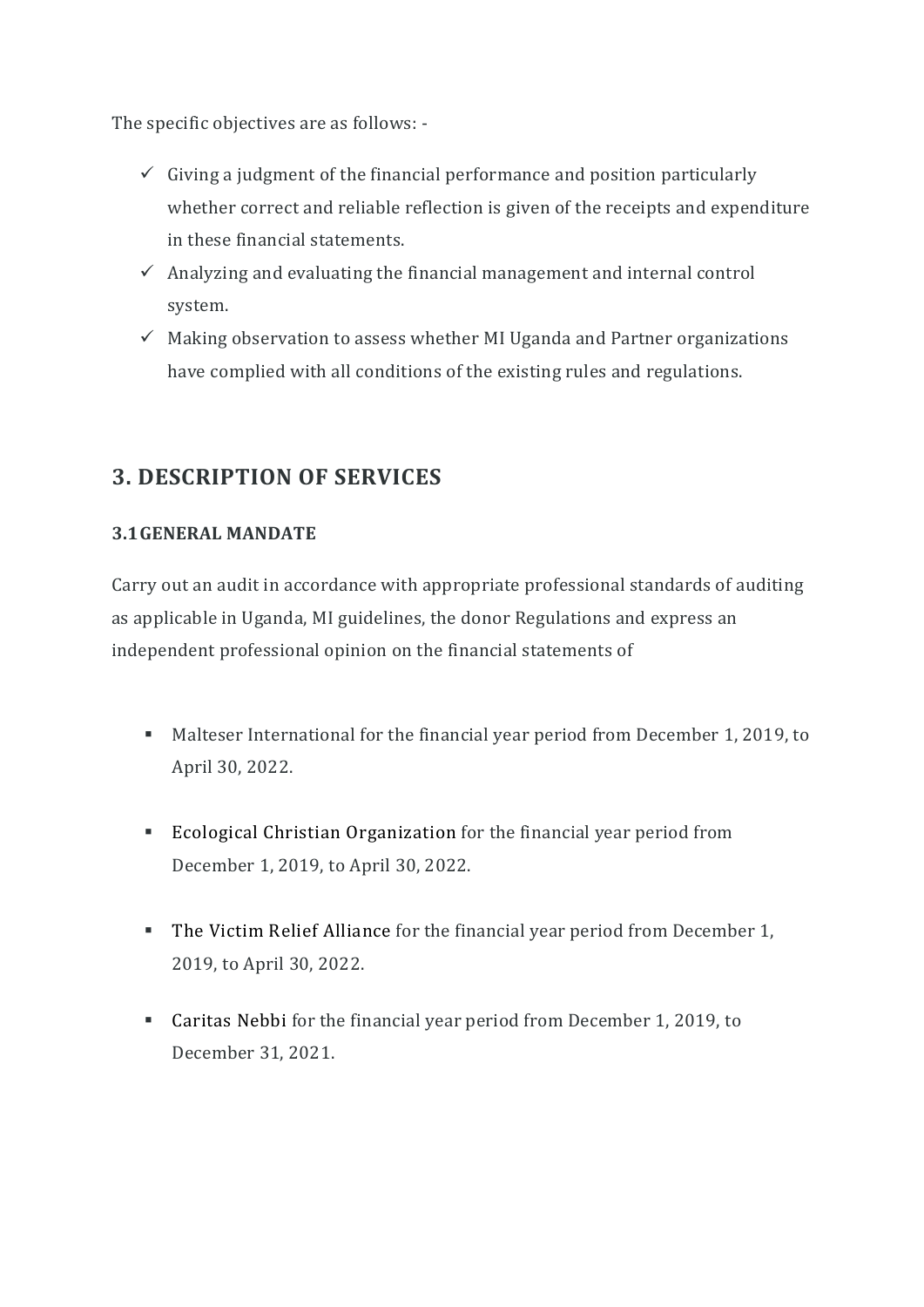The specific objectives are as follows: -

- ✓ Giving a judgment of the financial performance and position particularly whether correct and reliable reflection is given of the receipts and expenditure in these financial statements.
- ✓ Analyzing and evaluating the financial management and internal control system.
- ✓ Making observation to assess whether MI Uganda and Partner organizations have complied with all conditions of the existing rules and regulations.

## 3. DESCRIPTION OF SERVICES

### 3.1 GENERAL MANDATE

Carry out an audit in accordance with appropriate professional standards of auditing as applicable in Uganda, MI guidelines, the donor Regulations and express an independent professional opinion on the financial statements of

- Malteser International for the financial year period from December 1, 2019, to April 30, 2022.
- Ecological Christian Organization for the financial year period from December 1, 2019, to April 30, 2022.
- The Victim Relief Alliance for the financial year period from December 1, 2019, to April 30, 2022.
- Caritas Nebbi for the financial year period from December 1, 2019, to December 31, 2021.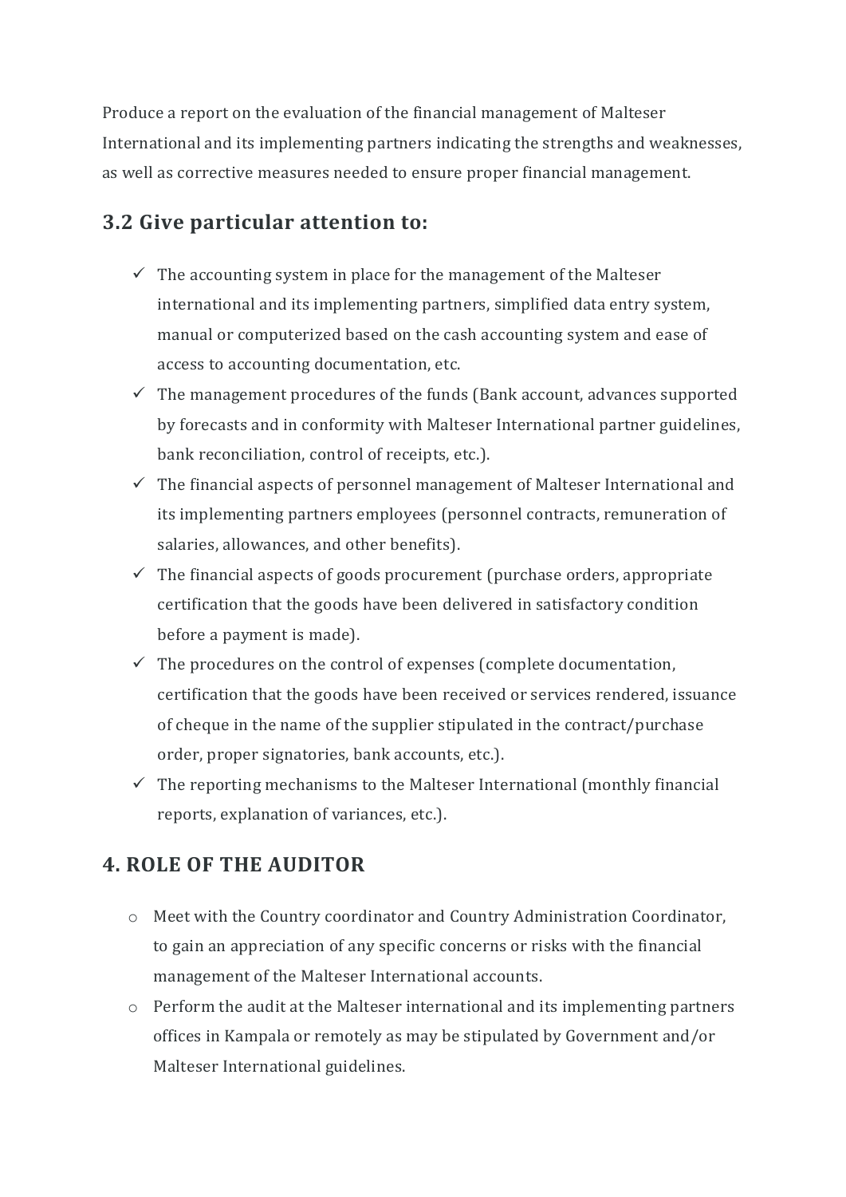Produce a report on the evaluation of the financial management of Malteser International and its implementing partners indicating the strengths and weaknesses, as well as corrective measures needed to ensure proper financial management.

## 3.2 Give particular attention to:

- ✓ The accounting system in place for the management of the Malteser international and its implementing partners, simplified data entry system, manual or computerized based on the cash accounting system and ease of access to accounting documentation, etc.
- ✓ The management procedures of the funds (Bank account, advances supported by forecasts and in conformity with Malteser International partner guidelines, bank reconciliation, control of receipts, etc.).
- ✓ The financial aspects of personnel management of Malteser International and its implementing partners employees (personnel contracts, remuneration of salaries, allowances, and other benefits).
- ✓ The financial aspects of goods procurement (purchase orders, appropriate certification that the goods have been delivered in satisfactory condition before a payment is made).
- ✓ The procedures on the control of expenses (complete documentation, certification that the goods have been received or services rendered, issuance of cheque in the name of the supplier stipulated in the contract/purchase order, proper signatories, bank accounts, etc.).
- ✓ The reporting mechanisms to the Malteser International (monthly financial reports, explanation of variances, etc.).

## 4. ROLE OF THE AUDITOR

- Meet with the Country coordinator and Country Administration Coordinator, to gain an appreciation of any specific concerns or risks with the financial management of the Malteser International accounts.
- Perform the audit at the Malteser international and its implementing partners offices in Kampala or remotely as may be stipulated by Government and/or Malteser International guidelines.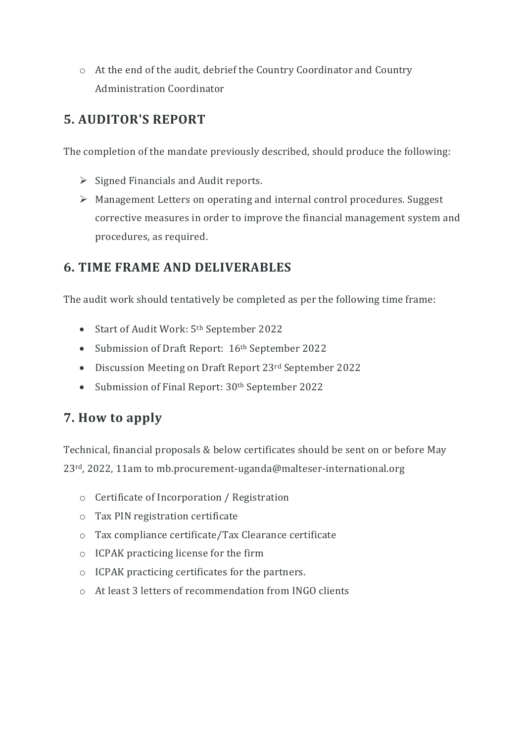- At the end of the audit, debrief the Country Coordinator and Country Administration Coordinator

## 5. AUDITOR'S REPORT

The completion of the mandate previously described, should produce the following:

- Signed Financials and Audit reports.
- Management Letters on operating and internal control procedures. Suggest corrective measures in order to improve the financial management system and procedures, as required.

## 6. TIME FRAME AND DELIVERABLES

The audit work should tentatively be completed as per the following time frame:

- Start of Audit Work: 5th September 2022
- Submission of Draft Report: 16th September 2022
- Discussion Meeting on Draft Report 23rd September 2022
- Submission of Final Report: 30th September 2022

## 7. How to apply

Technical, financial proposals & below certificates should be sent on or before May 23rd, 2022, 11am to mb.procurement-uganda@malteser-international.org

- Certificate of Incorporation / Registration
- Tax PIN registration certificate
- Tax compliance certificate/Tax Clearance certificate
- ICPAK practicing license for the firm
- ICPAK practicing certificates for the partners.
- At least 3 letters of recommendation from INGO clients